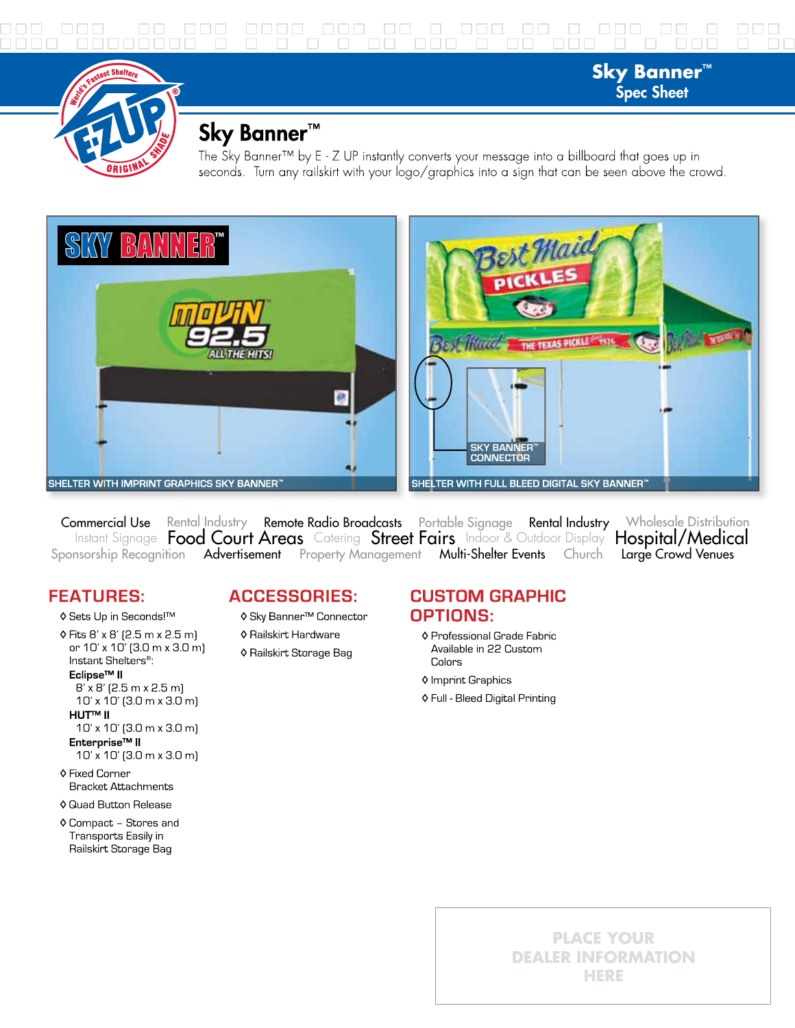# Sky Banner™

## Spec Sheet

## Sky Banner™

The Sky Banner™ by E - Z UP instantly converts your message into a billboard that goes up in seconds. Turn any railskirt with your logo/graphics into a sign that can be seen above the crowd.

SKY BANNER™

SHELTER WITH IMPRINT GRAPHICS SKY BANNER™

SKY BANNER™ CONNECTOR

SHELTER WITH FULL BLEED DIGITAL SKY BANNER™

Commercial Use Rental Industry Remote Radio Broadcasts Portable Signage Rental Industry Wholesale Distribution Instant Signage Food Court Areas Catering Street Fairs Indoor & Outdoor Display Hospital/Medical Sponsorship Recognition Advertisement Property Management Multi-Shelter Events Church Large Crowd Venues

## FEATURES:

- Sets Up in Seconds!™
- Fits 8' x 8' (2.5 m x 2.5 m) or 10' x 10' (3.0 m x 3.0 m) Instant Shelters®:
  - **Eclipse™ II**
    - 8' x 8' (2.5 m x 2.5 m)
    - 10' x 10' (3.0 m x 3.0 m)
  - **HUT™ II**
    - 10' x 10' (3.0 m x 3.0 m)
  - **Enterprise™ II**
    - 10' x 10' (3.0 m x 3.0 m)
- Fixed Corner Bracket Attachments
- Quad Button Release
- Compact – Stores and Transports Easily in Railskirt Storage Bag

## ACCESSORIES:

- Sky Banner™ Connector
- Railskirt Hardware
- Railskirt Storage Bag

## CUSTOM GRAPHIC OPTIONS:

- Professional Grade Fabric Available in 22 Custom Colors
- Imprint Graphics
- Full - Bleed Digital Printing

PLACE YOUR DEALER INFORMATION HERE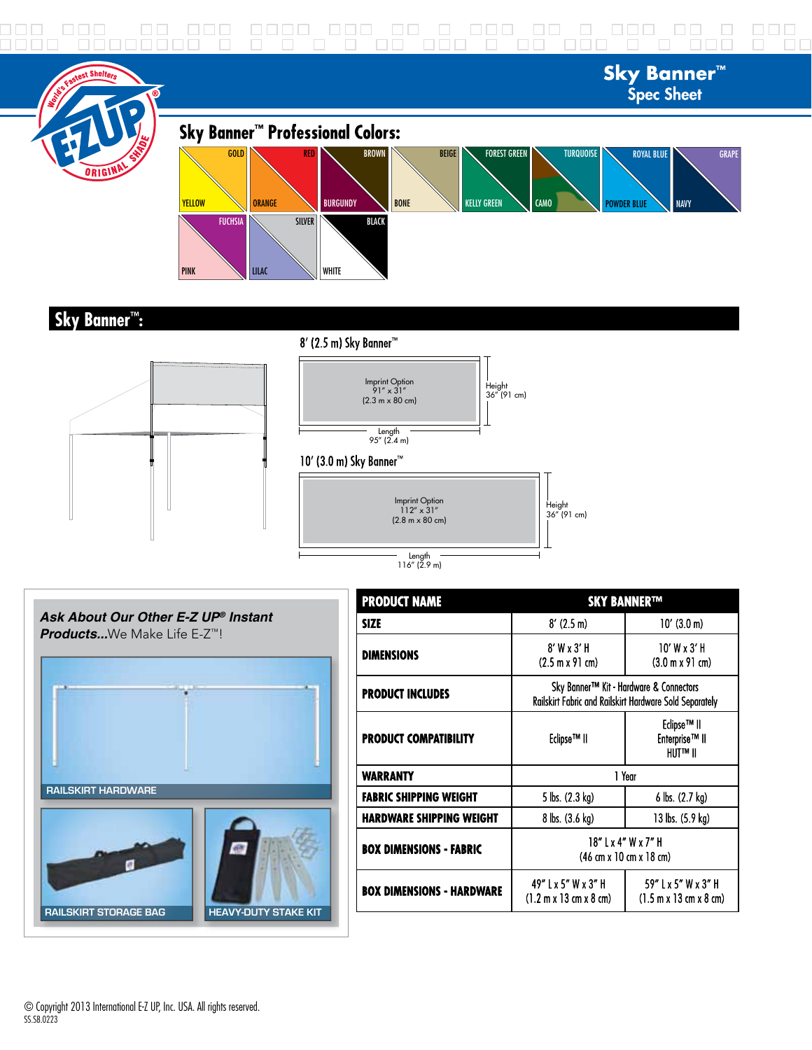# Sky Banner™ Spec Sheet

## Sky Banner™ Professional Colors:

GOLD
YELLOW
RED
ORANGE
BROWN
BURGUNDY
BEIGE
BONE
FOREST GREEN
KELLY GREEN
TURQUOISE
CAMO
ROYAL BLUE
POWDER BLUE
GRAPE
NAVY
FUCHSIA
PINK
SILVER
LILAC
BLACK
WHITE

## Sky Banner™:

8′ (2.5 m) Sky Banner™

Imprint Option
91″ x 31″
(2.3 m x 80 cm)

Height
36″ (91 cm)

Length
95″ (2.4 m)

10′ (3.0 m) Sky Banner™

Imprint Option
112″ x 31″
(2.8 m x 80 cm)

Height
36″ (91 cm)

Length
116″ (2.9 m)

***Ask About Our Other E-Z UP® Instant Products...***We Make Life E-Z™!

RAILSKIRT HARDWARE

RAILSKIRT STORAGE BAG

HEAVY-DUTY STAKE KIT

| PRODUCT NAME | SKY BANNER™ | |
|---|---|---|
| SIZE | 8′ (2.5 m) | 10′ (3.0 m) |
| DIMENSIONS | 8′ W x 3′ H (2.5 m x 91 cm) | 10′ W x 3′ H (3.0 m x 91 cm) |
| PRODUCT INCLUDES | Sky Banner™ Kit - Hardware & Connectors Railskirt Fabric and Railskirt Hardware Sold Separately | |
| PRODUCT COMPATIBILITY | Eclipse™ II | Eclipse™ II Enterprise™ II HUT™ II |
| WARRANTY | 1 Year | |
| FABRIC SHIPPING WEIGHT | 5 lbs. (2.3 kg) | 6 lbs. (2.7 kg) |
| HARDWARE SHIPPING WEIGHT | 8 lbs. (3.6 kg) | 13 lbs. (5.9 kg) |
| BOX DIMENSIONS - FABRIC | 18″ L x 4″ W x 7″ H (46 cm x 10 cm x 18 cm) | |
| BOX DIMENSIONS - HARDWARE | 49″ L x 5″ W x 3″ H (1.2 m x 13 cm x 8 cm) | 59″ L x 5″ W x 3″ H (1.5 m x 13 cm x 8 cm) |

© Copyright 2013 International E-Z UP, Inc. USA. All rights reserved.
SS.SB.0223